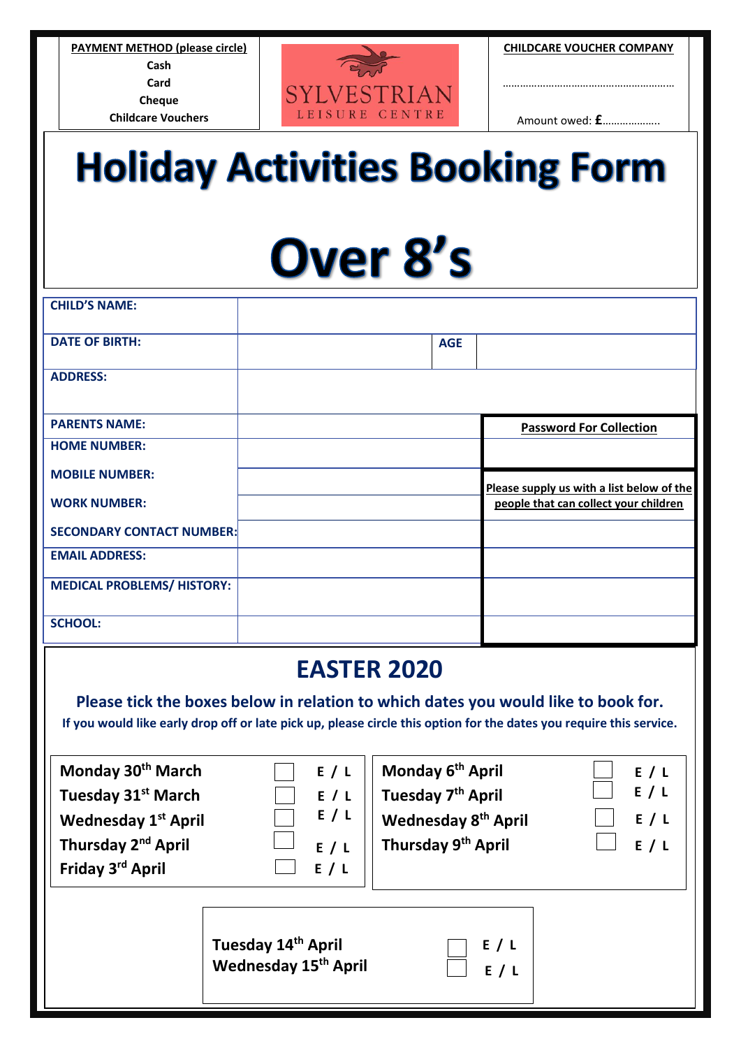| PAYMENT METHOD (please circle) | | CHILDCARE VOUCHER COMPANY |
|---|---|---|
| Cash<br>Card<br>Cheque<br>Childcare Vouchers | SYLVESTRIAN LEISURE CENTRE | …………………………………………………<br><br>Amount owed: £……………….. |

# Holiday Activities Booking Form

# Over 8's

| | | | |
|---|---|---|---|
| **CHILD'S NAME:** | | | |
| **DATE OF BIRTH:** | | **AGE** | |
| **ADDRESS:** | | | |

| | | |
|---|---|---|
| **PARENTS NAME:** | | **Password For Collection** |
| **HOME NUMBER:** | | |
| **MOBILE NUMBER:** | | **Please supply us with a list below of the people that can collect your children** |
| **WORK NUMBER:** | | |
| **SECONDARY CONTACT NUMBER:** | | |
| **EMAIL ADDRESS:** | | |
| **MEDICAL PROBLEMS/ HISTORY:** | | |
| **SCHOOL:** | | |

## EASTER 2020

**Please tick the boxes below in relation to which dates you would like to book for.**

**If you would like early drop off or late pick up, please circle this option for the dates you require this service.**

| Date | Tick | Early / Late |
|---|---|---|
| Monday 30th March | ☐ | E / L |
| Tuesday 31st March | ☐ | E / L |
| Wednesday 1st April | ☐ | E / L |
| Thursday 2nd April | ☐ | E / L |
| Friday 3rd April | ☐ | E / L |

| Date | Tick | Early / Late |
|---|---|---|
| Monday 6th April | ☐ | E / L |
| Tuesday 7th April | ☐ | E / L |
| Wednesday 8th April | ☐ | E / L |
| Thursday 9th April | ☐ | E / L |

| Date | Tick | Early / Late |
|---|---|---|
| Tuesday 14th April | ☐ | E / L |
| Wednesday 15th April | ☐ | E / L |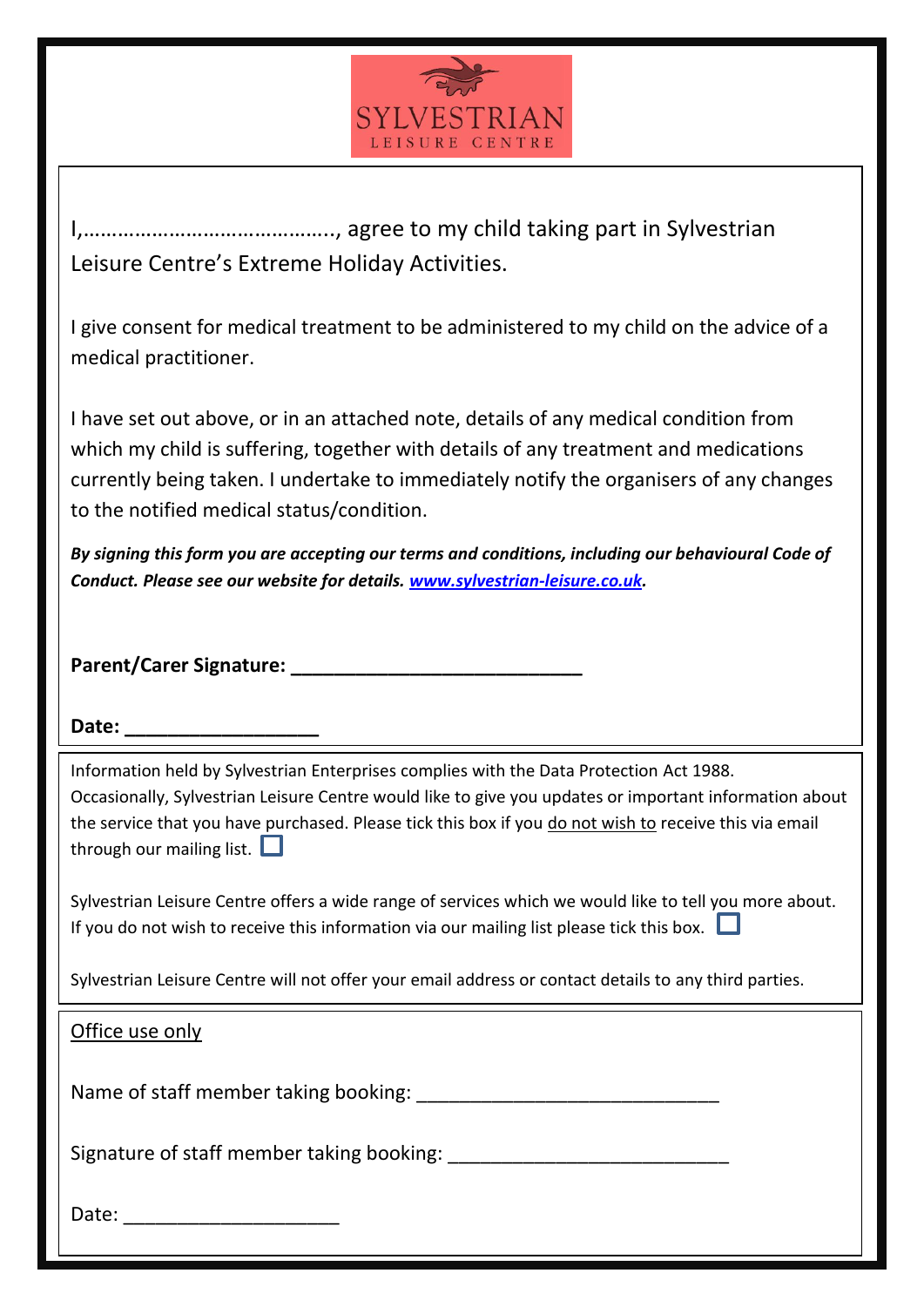SYLVESTRIAN
LEISURE CENTRE

I,…………………………………….., agree to my child taking part in Sylvestrian Leisure Centre's Extreme Holiday Activities.

I give consent for medical treatment to be administered to my child on the advice of a medical practitioner.

I have set out above, or in an attached note, details of any medical condition from which my child is suffering, together with details of any treatment and medications currently being taken. I undertake to immediately notify the organisers of any changes to the notified medical status/condition.

***By signing this form you are accepting our terms and conditions, including our behavioural Code of Conduct. Please see our website for details. www.sylvestrian-leisure.co.uk.***

**Parent/Carer Signature: ___________________________**

**Date: __________________**

Information held by Sylvestrian Enterprises complies with the Data Protection Act 1988. Occasionally, Sylvestrian Leisure Centre would like to give you updates or important information about the service that you have purchased. Please tick this box if you do not wish to receive this via email through our mailing list. ☐

Sylvestrian Leisure Centre offers a wide range of services which we would like to tell you more about. If you do not wish to receive this information via our mailing list please tick this box. ☐

Sylvestrian Leisure Centre will not offer your email address or contact details to any third parties.

Office use only

Name of staff member taking booking: ____________________________

Signature of staff member taking booking: __________________________

Date: ____________________